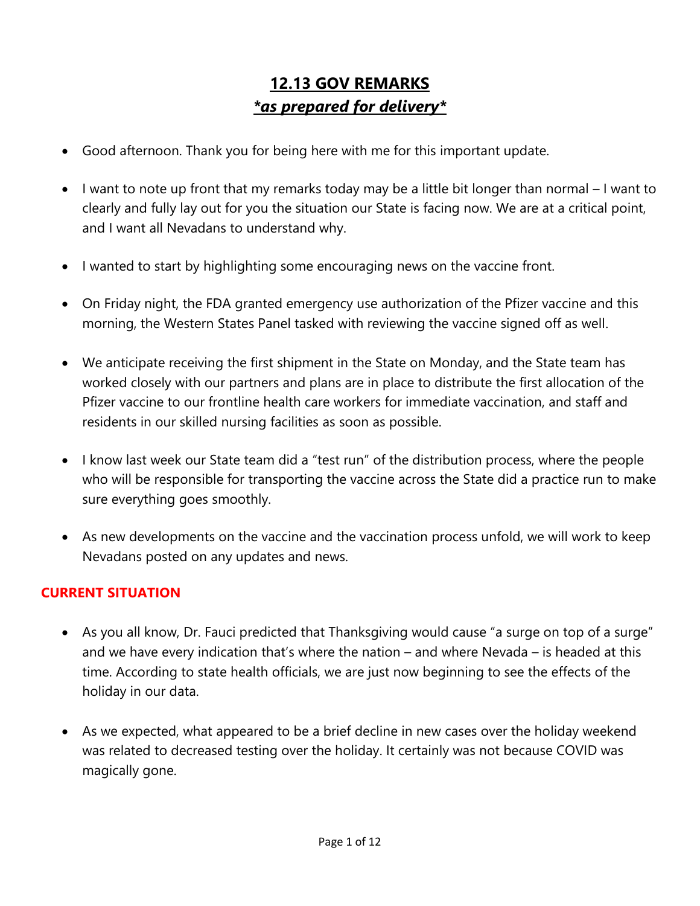# **12.13 GOV REMARKS**
## ***as prepared for delivery***

- Good afternoon. Thank you for being here with me for this important update.

- I want to note up front that my remarks today may be a little bit longer than normal – I want to clearly and fully lay out for you the situation our State is facing now. We are at a critical point, and I want all Nevadans to understand why.

- I wanted to start by highlighting some encouraging news on the vaccine front.

- On Friday night, the FDA granted emergency use authorization of the Pfizer vaccine and this morning, the Western States Panel tasked with reviewing the vaccine signed off as well.

- We anticipate receiving the first shipment in the State on Monday, and the State team has worked closely with our partners and plans are in place to distribute the first allocation of the Pfizer vaccine to our frontline health care workers for immediate vaccination, and staff and residents in our skilled nursing facilities as soon as possible.

- I know last week our State team did a "test run" of the distribution process, where the people who will be responsible for transporting the vaccine across the State did a practice run to make sure everything goes smoothly.

- As new developments on the vaccine and the vaccination process unfold, we will work to keep Nevadans posted on any updates and news.

### **CURRENT SITUATION**

- As you all know, Dr. Fauci predicted that Thanksgiving would cause "a surge on top of a surge" and we have every indication that's where the nation – and where Nevada – is headed at this time. According to state health officials, we are just now beginning to see the effects of the holiday in our data.

- As we expected, what appeared to be a brief decline in new cases over the holiday weekend was related to decreased testing over the holiday. It certainly was not because COVID was magically gone.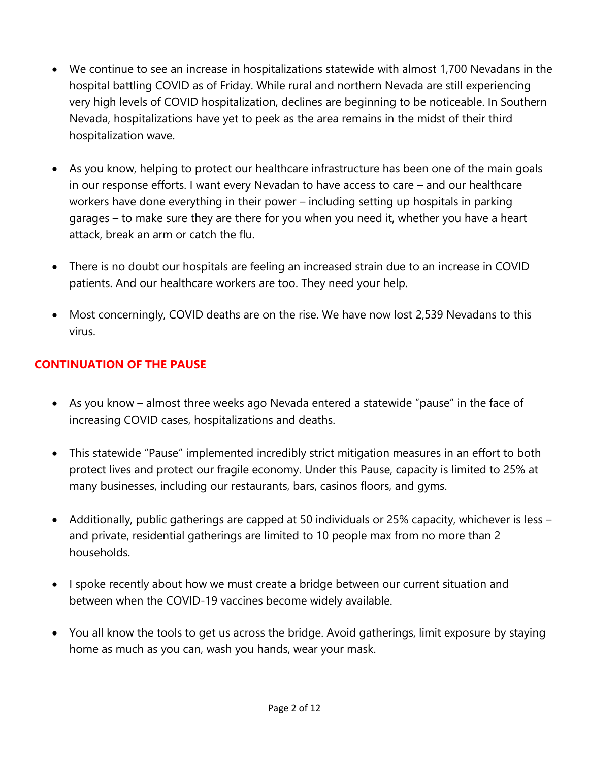- We continue to see an increase in hospitalizations statewide with almost 1,700 Nevadans in the hospital battling COVID as of Friday. While rural and northern Nevada are still experiencing very high levels of COVID hospitalization, declines are beginning to be noticeable. In Southern Nevada, hospitalizations have yet to peek as the area remains in the midst of their third hospitalization wave.

- As you know, helping to protect our healthcare infrastructure has been one of the main goals in our response efforts. I want every Nevadan to have access to care – and our healthcare workers have done everything in their power – including setting up hospitals in parking garages – to make sure they are there for you when you need it, whether you have a heart attack, break an arm or catch the flu.

- There is no doubt our hospitals are feeling an increased strain due to an increase in COVID patients. And our healthcare workers are too. They need your help.

- Most concerningly, COVID deaths are on the rise. We have now lost 2,539 Nevadans to this virus.

## CONTINUATION OF THE PAUSE

- As you know – almost three weeks ago Nevada entered a statewide "pause" in the face of increasing COVID cases, hospitalizations and deaths.

- This statewide "Pause" implemented incredibly strict mitigation measures in an effort to both protect lives and protect our fragile economy. Under this Pause, capacity is limited to 25% at many businesses, including our restaurants, bars, casinos floors, and gyms.

- Additionally, public gatherings are capped at 50 individuals or 25% capacity, whichever is less – and private, residential gatherings are limited to 10 people max from no more than 2 households.

- I spoke recently about how we must create a bridge between our current situation and between when the COVID-19 vaccines become widely available.

- You all know the tools to get us across the bridge. Avoid gatherings, limit exposure by staying home as much as you can, wash you hands, wear your mask.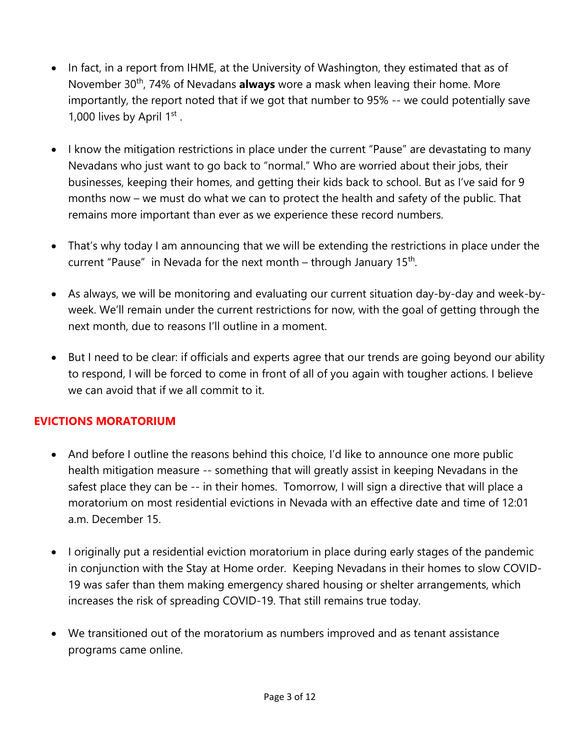- In fact, in a report from IHME, at the University of Washington, they estimated that as of November 30th, 74% of Nevadans **always** wore a mask when leaving their home. More importantly, the report noted that if we got that number to 95% -- we could potentially save 1,000 lives by April 1st .

- I know the mitigation restrictions in place under the current "Pause" are devastating to many Nevadans who just want to go back to "normal." Who are worried about their jobs, their businesses, keeping their homes, and getting their kids back to school. But as I've said for 9 months now – we must do what we can to protect the health and safety of the public. That remains more important than ever as we experience these record numbers.

- That's why today I am announcing that we will be extending the restrictions in place under the current "Pause" in Nevada for the next month – through January 15th.

- As always, we will be monitoring and evaluating our current situation day-by-day and week-by-week. We'll remain under the current restrictions for now, with the goal of getting through the next month, due to reasons I'll outline in a moment.

- But I need to be clear: if officials and experts agree that our trends are going beyond our ability to respond, I will be forced to come in front of all of you again with tougher actions. I believe we can avoid that if we all commit to it.

## EVICTIONS MORATORIUM

- And before I outline the reasons behind this choice, I'd like to announce one more public health mitigation measure -- something that will greatly assist in keeping Nevadans in the safest place they can be -- in their homes. Tomorrow, I will sign a directive that will place a moratorium on most residential evictions in Nevada with an effective date and time of 12:01 a.m. December 15.

- I originally put a residential eviction moratorium in place during early stages of the pandemic in conjunction with the Stay at Home order. Keeping Nevadans in their homes to slow COVID-19 was safer than them making emergency shared housing or shelter arrangements, which increases the risk of spreading COVID-19. That still remains true today.

- We transitioned out of the moratorium as numbers improved and as tenant assistance programs came online.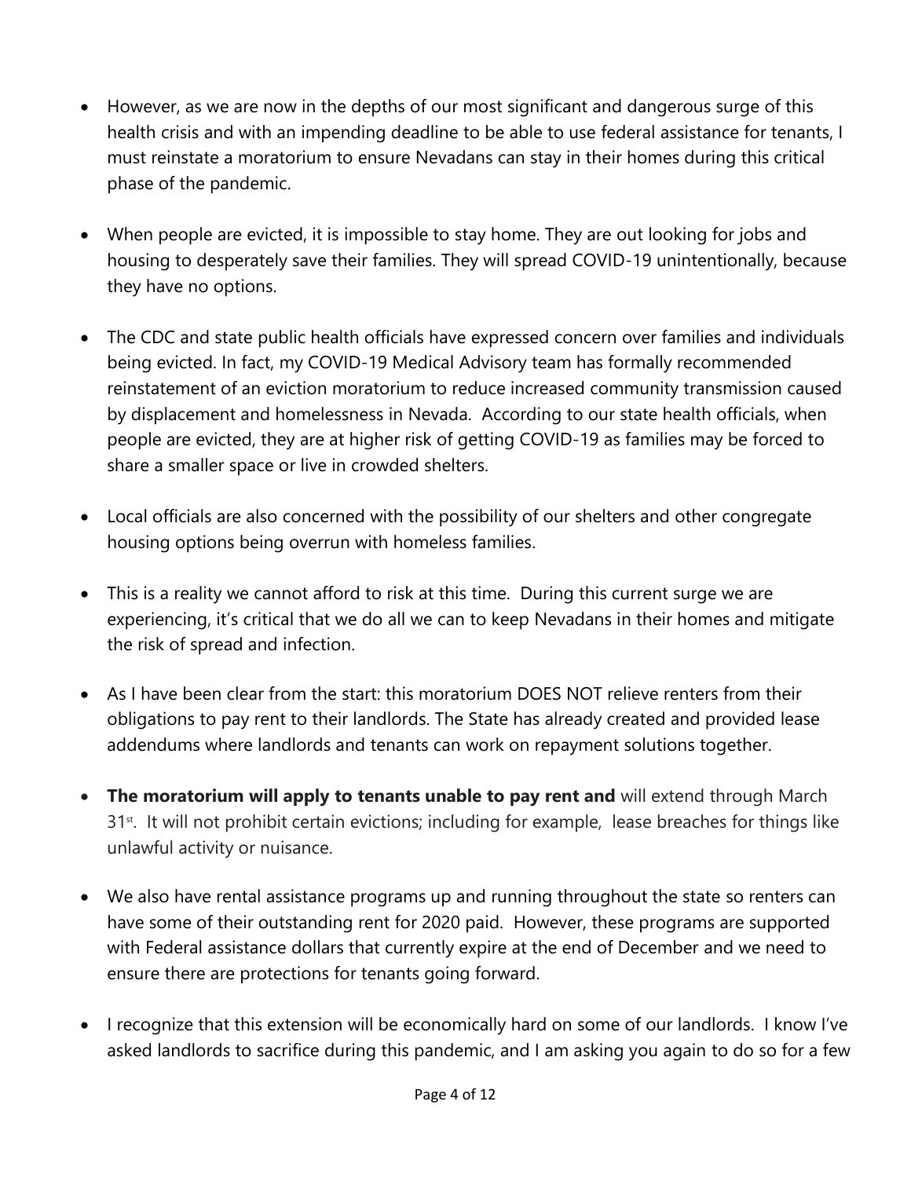- However, as we are now in the depths of our most significant and dangerous surge of this health crisis and with an impending deadline to be able to use federal assistance for tenants, I must reinstate a moratorium to ensure Nevadans can stay in their homes during this critical phase of the pandemic.

- When people are evicted, it is impossible to stay home. They are out looking for jobs and housing to desperately save their families. They will spread COVID-19 unintentionally, because they have no options.

- The CDC and state public health officials have expressed concern over families and individuals being evicted. In fact, my COVID-19 Medical Advisory team has formally recommended reinstatement of an eviction moratorium to reduce increased community transmission caused by displacement and homelessness in Nevada. According to our state health officials, when people are evicted, they are at higher risk of getting COVID-19 as families may be forced to share a smaller space or live in crowded shelters.

- Local officials are also concerned with the possibility of our shelters and other congregate housing options being overrun with homeless families.

- This is a reality we cannot afford to risk at this time. During this current surge we are experiencing, it's critical that we do all we can to keep Nevadans in their homes and mitigate the risk of spread and infection.

- As I have been clear from the start: this moratorium DOES NOT relieve renters from their obligations to pay rent to their landlords. The State has already created and provided lease addendums where landlords and tenants can work on repayment solutions together.

- **The moratorium will apply to tenants unable to pay rent and** will extend through March 31st. It will not prohibit certain evictions; including for example, lease breaches for things like unlawful activity or nuisance.

- We also have rental assistance programs up and running throughout the state so renters can have some of their outstanding rent for 2020 paid. However, these programs are supported with Federal assistance dollars that currently expire at the end of December and we need to ensure there are protections for tenants going forward.

- I recognize that this extension will be economically hard on some of our landlords. I know I've asked landlords to sacrifice during this pandemic, and I am asking you again to do so for a few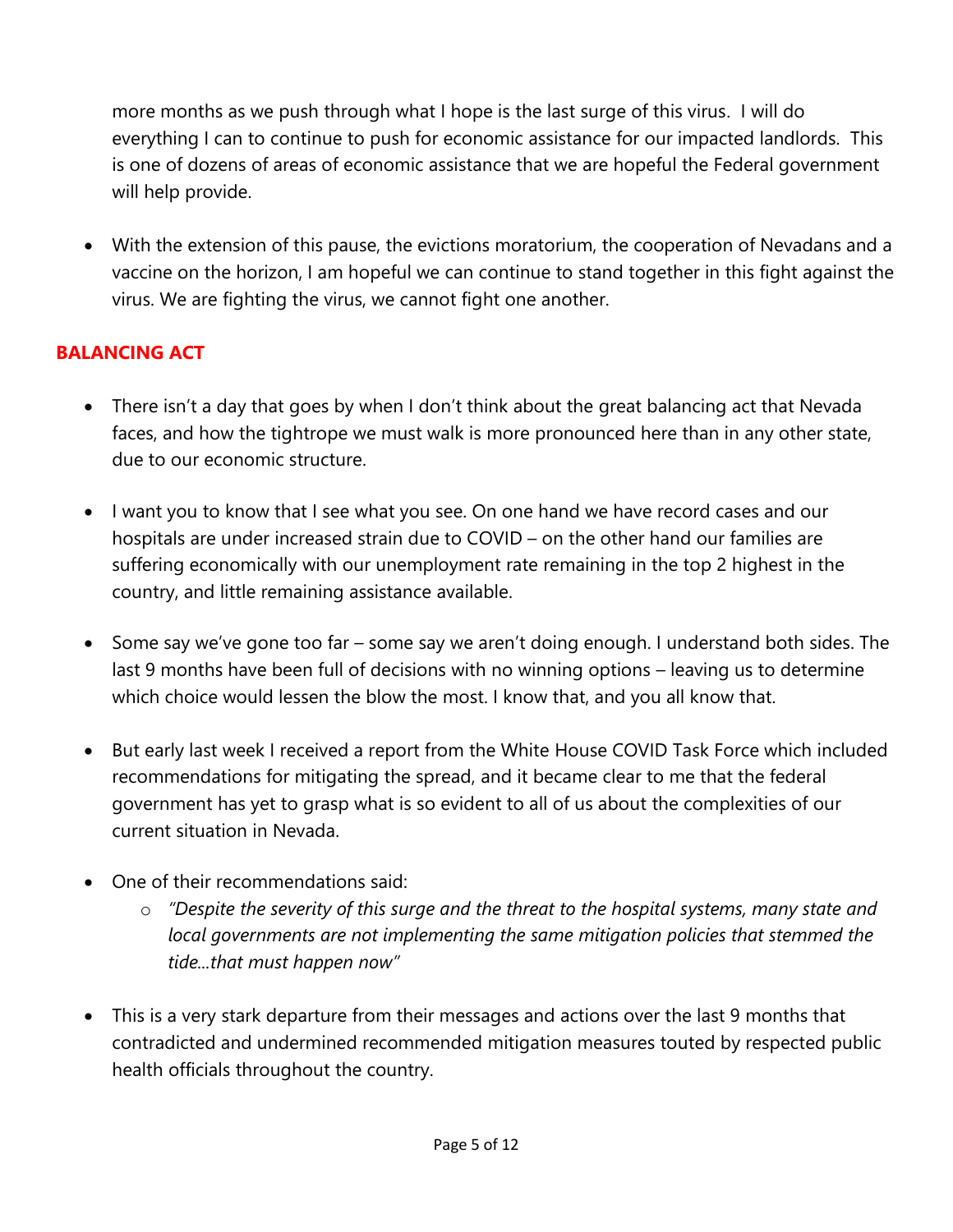more months as we push through what I hope is the last surge of this virus. I will do everything I can to continue to push for economic assistance for our impacted landlords. This is one of dozens of areas of economic assistance that we are hopeful the Federal government will help provide.

- With the extension of this pause, the evictions moratorium, the cooperation of Nevadans and a vaccine on the horizon, I am hopeful we can continue to stand together in this fight against the virus. We are fighting the virus, we cannot fight one another.

## BALANCING ACT

- There isn't a day that goes by when I don't think about the great balancing act that Nevada faces, and how the tightrope we must walk is more pronounced here than in any other state, due to our economic structure.

- I want you to know that I see what you see. On one hand we have record cases and our hospitals are under increased strain due to COVID – on the other hand our families are suffering economically with our unemployment rate remaining in the top 2 highest in the country, and little remaining assistance available.

- Some say we've gone too far – some say we aren't doing enough. I understand both sides. The last 9 months have been full of decisions with no winning options – leaving us to determine which choice would lessen the blow the most. I know that, and you all know that.

- But early last week I received a report from the White House COVID Task Force which included recommendations for mitigating the spread, and it became clear to me that the federal government has yet to grasp what is so evident to all of us about the complexities of our current situation in Nevada.

- One of their recommendations said:
  - *"Despite the severity of this surge and the threat to the hospital systems, many state and local governments are not implementing the same mitigation policies that stemmed the tide...that must happen now"*

- This is a very stark departure from their messages and actions over the last 9 months that contradicted and undermined recommended mitigation measures touted by respected public health officials throughout the country.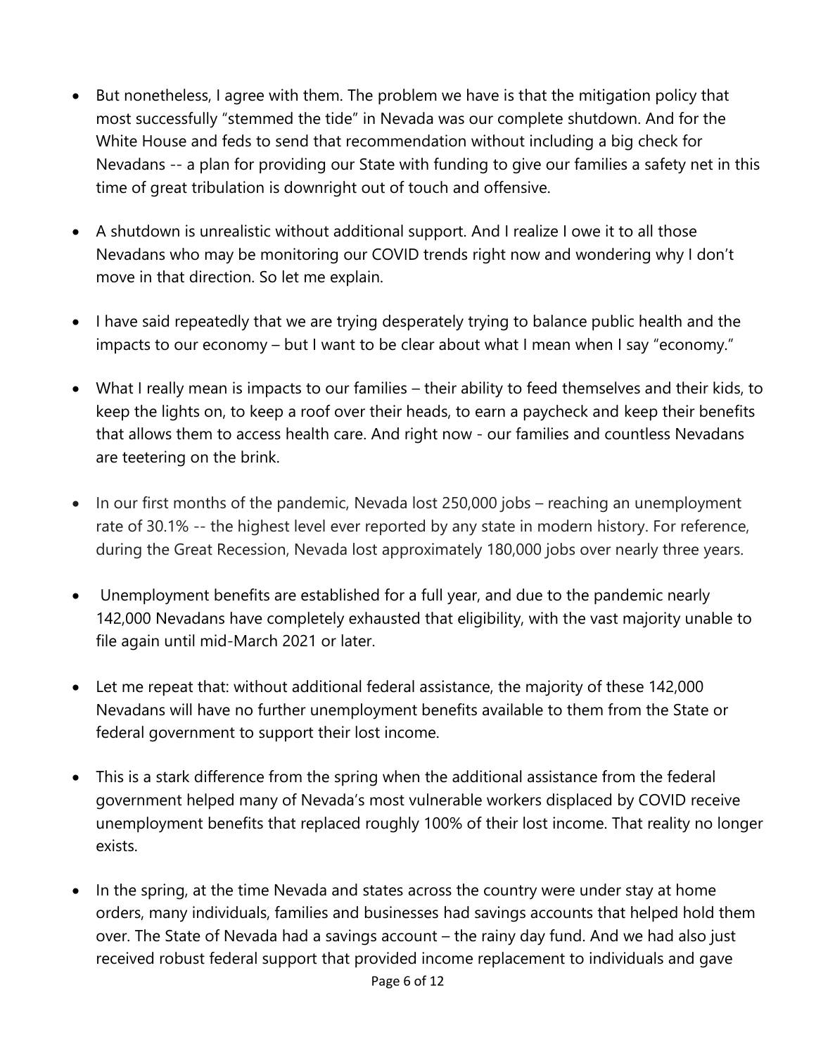- But nonetheless, I agree with them. The problem we have is that the mitigation policy that most successfully "stemmed the tide" in Nevada was our complete shutdown. And for the White House and feds to send that recommendation without including a big check for Nevadans -- a plan for providing our State with funding to give our families a safety net in this time of great tribulation is downright out of touch and offensive.

- A shutdown is unrealistic without additional support. And I realize I owe it to all those Nevadans who may be monitoring our COVID trends right now and wondering why I don't move in that direction. So let me explain.

- I have said repeatedly that we are trying desperately trying to balance public health and the impacts to our economy – but I want to be clear about what I mean when I say "economy."

- What I really mean is impacts to our families – their ability to feed themselves and their kids, to keep the lights on, to keep a roof over their heads, to earn a paycheck and keep their benefits that allows them to access health care. And right now - our families and countless Nevadans are teetering on the brink.

- In our first months of the pandemic, Nevada lost 250,000 jobs – reaching an unemployment rate of 30.1% -- the highest level ever reported by any state in modern history. For reference, during the Great Recession, Nevada lost approximately 180,000 jobs over nearly three years.

- Unemployment benefits are established for a full year, and due to the pandemic nearly 142,000 Nevadans have completely exhausted that eligibility, with the vast majority unable to file again until mid-March 2021 or later.

- Let me repeat that: without additional federal assistance, the majority of these 142,000 Nevadans will have no further unemployment benefits available to them from the State or federal government to support their lost income.

- This is a stark difference from the spring when the additional assistance from the federal government helped many of Nevada's most vulnerable workers displaced by COVID receive unemployment benefits that replaced roughly 100% of their lost income. That reality no longer exists.

- In the spring, at the time Nevada and states across the country were under stay at home orders, many individuals, families and businesses had savings accounts that helped hold them over. The State of Nevada had a savings account – the rainy day fund. And we had also just received robust federal support that provided income replacement to individuals and gave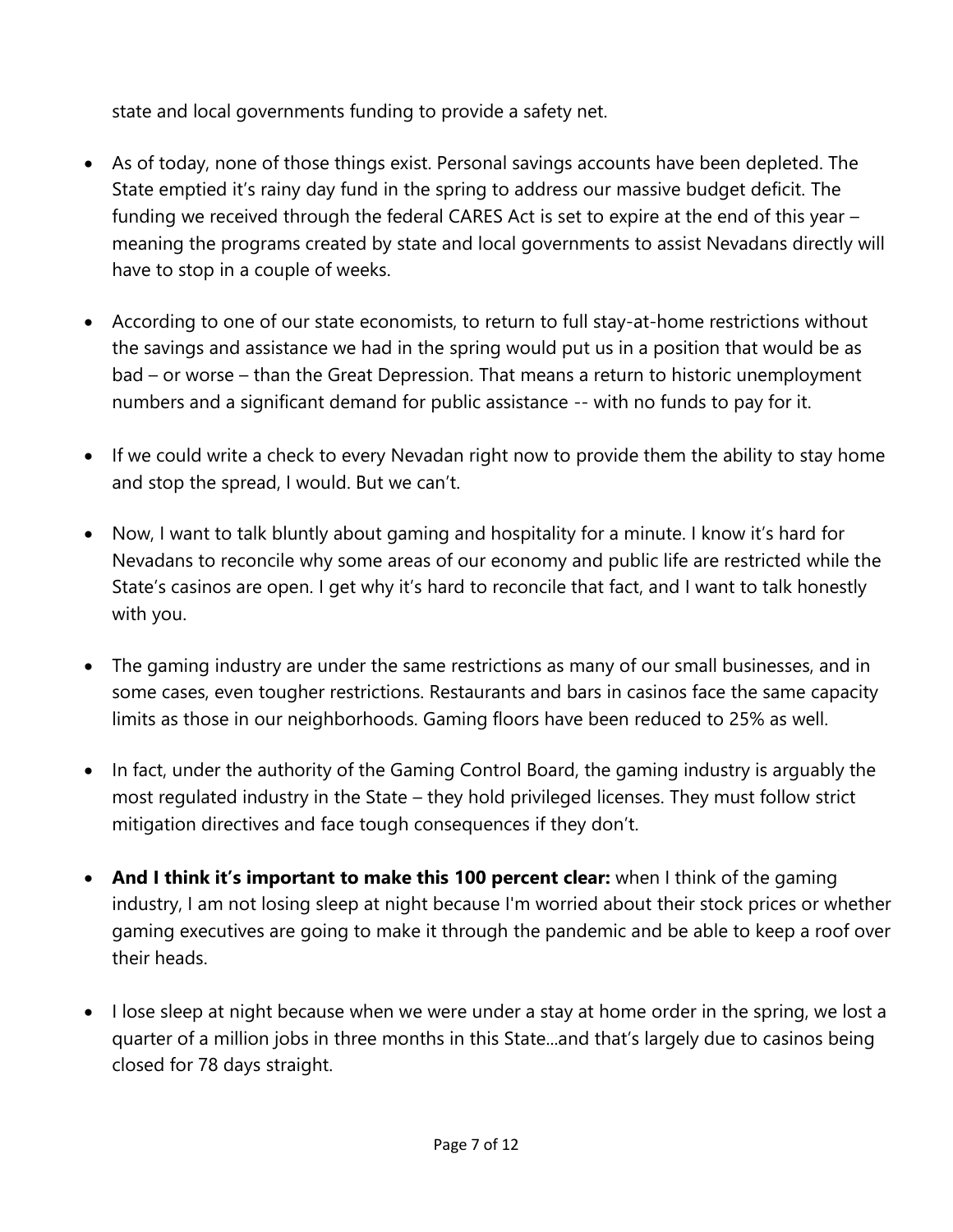state and local governments funding to provide a safety net.

- As of today, none of those things exist. Personal savings accounts have been depleted. The State emptied it's rainy day fund in the spring to address our massive budget deficit. The funding we received through the federal CARES Act is set to expire at the end of this year – meaning the programs created by state and local governments to assist Nevadans directly will have to stop in a couple of weeks.

- According to one of our state economists, to return to full stay-at-home restrictions without the savings and assistance we had in the spring would put us in a position that would be as bad – or worse – than the Great Depression. That means a return to historic unemployment numbers and a significant demand for public assistance -- with no funds to pay for it.

- If we could write a check to every Nevadan right now to provide them the ability to stay home and stop the spread, I would. But we can't.

- Now, I want to talk bluntly about gaming and hospitality for a minute. I know it's hard for Nevadans to reconcile why some areas of our economy and public life are restricted while the State's casinos are open. I get why it's hard to reconcile that fact, and I want to talk honestly with you.

- The gaming industry are under the same restrictions as many of our small businesses, and in some cases, even tougher restrictions. Restaurants and bars in casinos face the same capacity limits as those in our neighborhoods. Gaming floors have been reduced to 25% as well.

- In fact, under the authority of the Gaming Control Board, the gaming industry is arguably the most regulated industry in the State – they hold privileged licenses. They must follow strict mitigation directives and face tough consequences if they don't.

- **And I think it's important to make this 100 percent clear:** when I think of the gaming industry, I am not losing sleep at night because I'm worried about their stock prices or whether gaming executives are going to make it through the pandemic and be able to keep a roof over their heads.

- I lose sleep at night because when we were under a stay at home order in the spring, we lost a quarter of a million jobs in three months in this State...and that's largely due to casinos being closed for 78 days straight.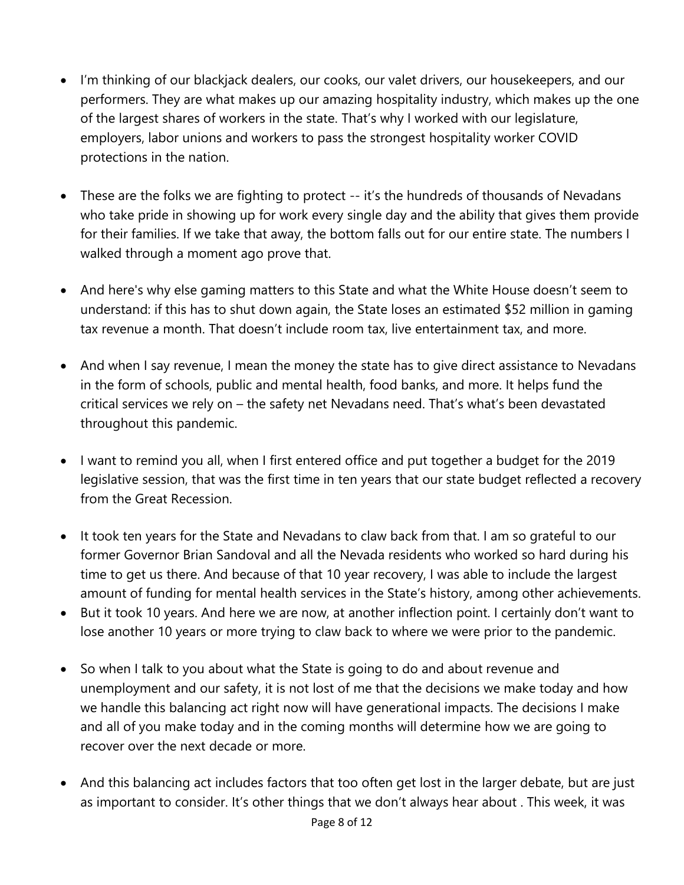- I'm thinking of our blackjack dealers, our cooks, our valet drivers, our housekeepers, and our performers. They are what makes up our amazing hospitality industry, which makes up the one of the largest shares of workers in the state. That's why I worked with our legislature, employers, labor unions and workers to pass the strongest hospitality worker COVID protections in the nation.

- These are the folks we are fighting to protect -- it's the hundreds of thousands of Nevadans who take pride in showing up for work every single day and the ability that gives them provide for their families. If we take that away, the bottom falls out for our entire state. The numbers I walked through a moment ago prove that.

- And here's why else gaming matters to this State and what the White House doesn't seem to understand: if this has to shut down again, the State loses an estimated $52 million in gaming tax revenue a month. That doesn't include room tax, live entertainment tax, and more.

- And when I say revenue, I mean the money the state has to give direct assistance to Nevadans in the form of schools, public and mental health, food banks, and more. It helps fund the critical services we rely on – the safety net Nevadans need. That's what's been devastated throughout this pandemic.

- I want to remind you all, when I first entered office and put together a budget for the 2019 legislative session, that was the first time in ten years that our state budget reflected a recovery from the Great Recession.

- It took ten years for the State and Nevadans to claw back from that. I am so grateful to our former Governor Brian Sandoval and all the Nevada residents who worked so hard during his time to get us there. And because of that 10 year recovery, I was able to include the largest amount of funding for mental health services in the State's history, among other achievements.
- But it took 10 years. And here we are now, at another inflection point. I certainly don't want to lose another 10 years or more trying to claw back to where we were prior to the pandemic.

- So when I talk to you about what the State is going to do and about revenue and unemployment and our safety, it is not lost of me that the decisions we make today and how we handle this balancing act right now will have generational impacts. The decisions I make and all of you make today and in the coming months will determine how we are going to recover over the next decade or more.

- And this balancing act includes factors that too often get lost in the larger debate, but are just as important to consider. It's other things that we don't always hear about . This week, it was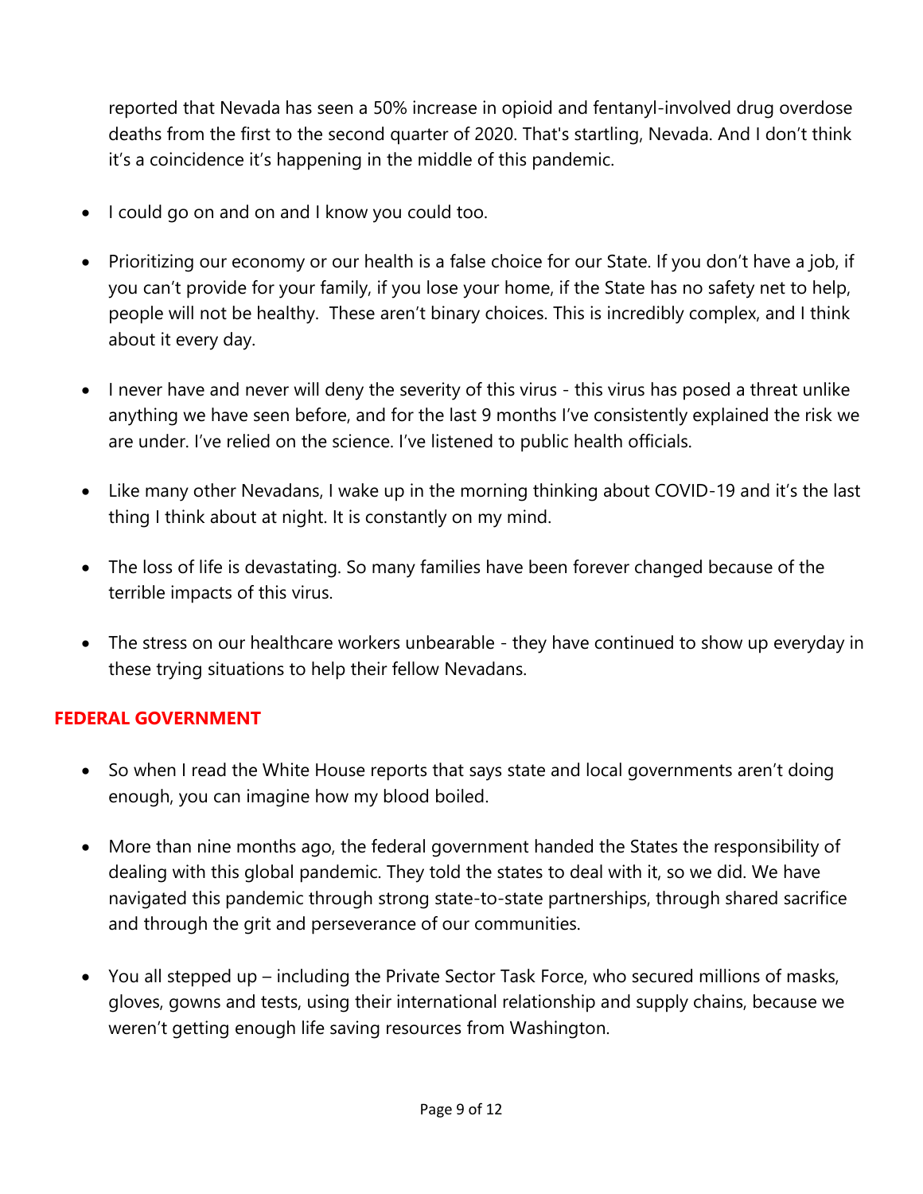reported that Nevada has seen a 50% increase in opioid and fentanyl-involved drug overdose deaths from the first to the second quarter of 2020. That's startling, Nevada. And I don't think it's a coincidence it's happening in the middle of this pandemic.

- I could go on and on and I know you could too.
- Prioritizing our economy or our health is a false choice for our State. If you don't have a job, if you can't provide for your family, if you lose your home, if the State has no safety net to help, people will not be healthy. These aren't binary choices. This is incredibly complex, and I think about it every day.
- I never have and never will deny the severity of this virus - this virus has posed a threat unlike anything we have seen before, and for the last 9 months I've consistently explained the risk we are under. I've relied on the science. I've listened to public health officials.
- Like many other Nevadans, I wake up in the morning thinking about COVID-19 and it's the last thing I think about at night. It is constantly on my mind.
- The loss of life is devastating. So many families have been forever changed because of the terrible impacts of this virus.
- The stress on our healthcare workers unbearable - they have continued to show up everyday in these trying situations to help their fellow Nevadans.

## FEDERAL GOVERNMENT

- So when I read the White House reports that says state and local governments aren't doing enough, you can imagine how my blood boiled.
- More than nine months ago, the federal government handed the States the responsibility of dealing with this global pandemic. They told the states to deal with it, so we did. We have navigated this pandemic through strong state-to-state partnerships, through shared sacrifice and through the grit and perseverance of our communities.
- You all stepped up – including the Private Sector Task Force, who secured millions of masks, gloves, gowns and tests, using their international relationship and supply chains, because we weren't getting enough life saving resources from Washington.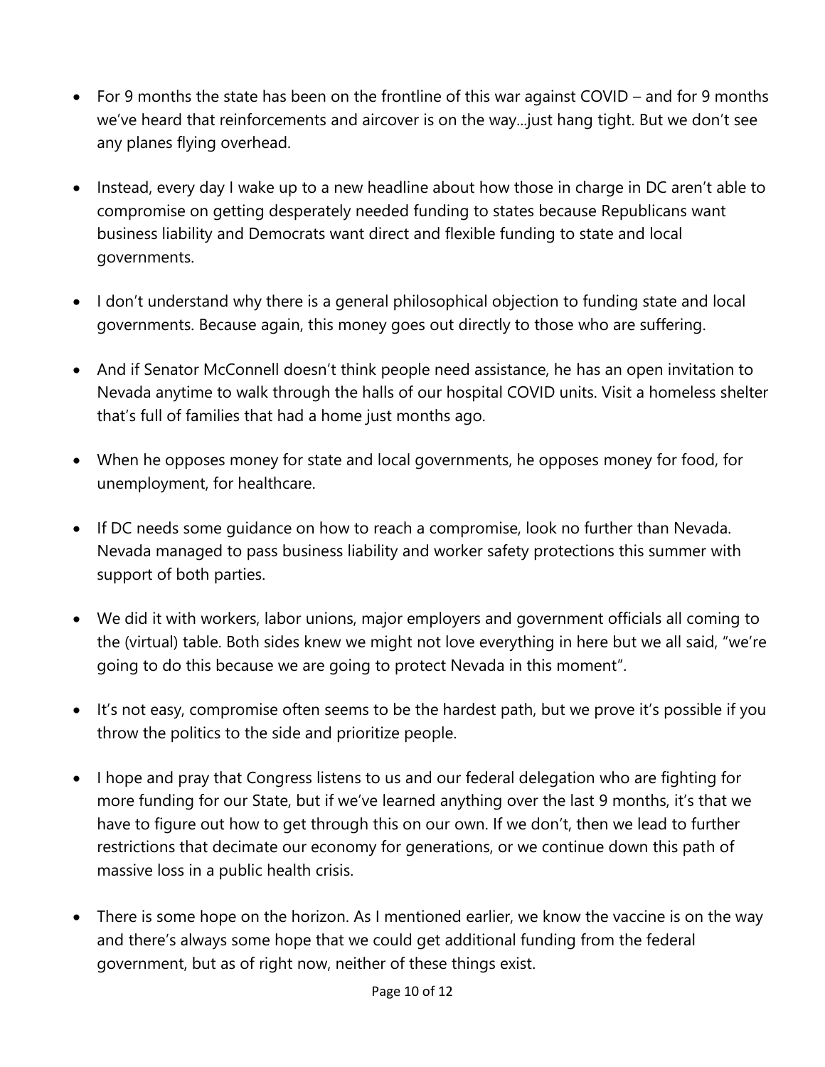- For 9 months the state has been on the frontline of this war against COVID – and for 9 months we've heard that reinforcements and aircover is on the way...just hang tight. But we don't see any planes flying overhead.

- Instead, every day I wake up to a new headline about how those in charge in DC aren't able to compromise on getting desperately needed funding to states because Republicans want business liability and Democrats want direct and flexible funding to state and local governments.

- I don't understand why there is a general philosophical objection to funding state and local governments. Because again, this money goes out directly to those who are suffering.

- And if Senator McConnell doesn't think people need assistance, he has an open invitation to Nevada anytime to walk through the halls of our hospital COVID units. Visit a homeless shelter that's full of families that had a home just months ago.

- When he opposes money for state and local governments, he opposes money for food, for unemployment, for healthcare.

- If DC needs some guidance on how to reach a compromise, look no further than Nevada. Nevada managed to pass business liability and worker safety protections this summer with support of both parties.

- We did it with workers, labor unions, major employers and government officials all coming to the (virtual) table. Both sides knew we might not love everything in here but we all said, "we're going to do this because we are going to protect Nevada in this moment".

- It's not easy, compromise often seems to be the hardest path, but we prove it's possible if you throw the politics to the side and prioritize people.

- I hope and pray that Congress listens to us and our federal delegation who are fighting for more funding for our State, but if we've learned anything over the last 9 months, it's that we have to figure out how to get through this on our own. If we don't, then we lead to further restrictions that decimate our economy for generations, or we continue down this path of massive loss in a public health crisis.

- There is some hope on the horizon. As I mentioned earlier, we know the vaccine is on the way and there's always some hope that we could get additional funding from the federal government, but as of right now, neither of these things exist.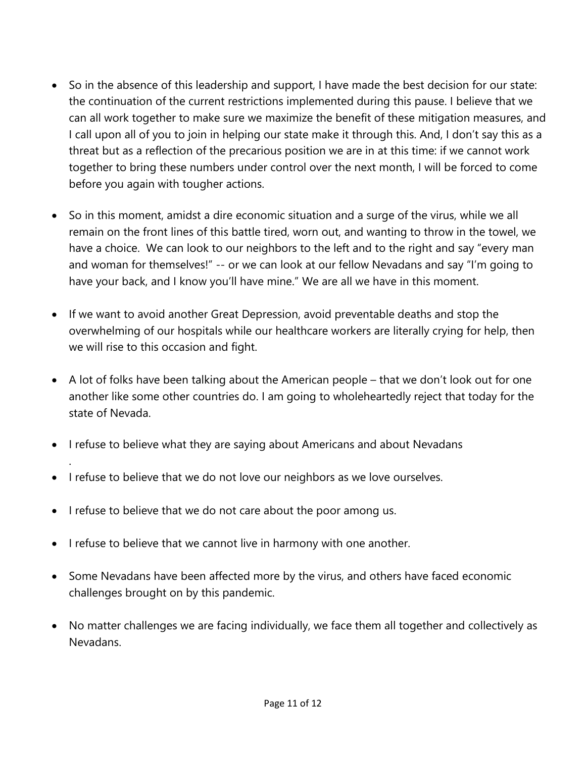- So in the absence of this leadership and support, I have made the best decision for our state: the continuation of the current restrictions implemented during this pause. I believe that we can all work together to make sure we maximize the benefit of these mitigation measures, and I call upon all of you to join in helping our state make it through this. And, I don't say this as a threat but as a reflection of the precarious position we are in at this time: if we cannot work together to bring these numbers under control over the next month, I will be forced to come before you again with tougher actions.

- So in this moment, amidst a dire economic situation and a surge of the virus, while we all remain on the front lines of this battle tired, worn out, and wanting to throw in the towel, we have a choice. We can look to our neighbors to the left and to the right and say "every man and woman for themselves!" -- or we can look at our fellow Nevadans and say "I'm going to have your back, and I know you'll have mine." We are all we have in this moment.

- If we want to avoid another Great Depression, avoid preventable deaths and stop the overwhelming of our hospitals while our healthcare workers are literally crying for help, then we will rise to this occasion and fight.

- A lot of folks have been talking about the American people – that we don't look out for one another like some other countries do. I am going to wholeheartedly reject that today for the state of Nevada.

- I refuse to believe what they are saying about Americans and about Nevadans
.
- I refuse to believe that we do not love our neighbors as we love ourselves.

- I refuse to believe that we do not care about the poor among us.

- I refuse to believe that we cannot live in harmony with one another.

- Some Nevadans have been affected more by the virus, and others have faced economic challenges brought on by this pandemic.

- No matter challenges we are facing individually, we face them all together and collectively as Nevadans.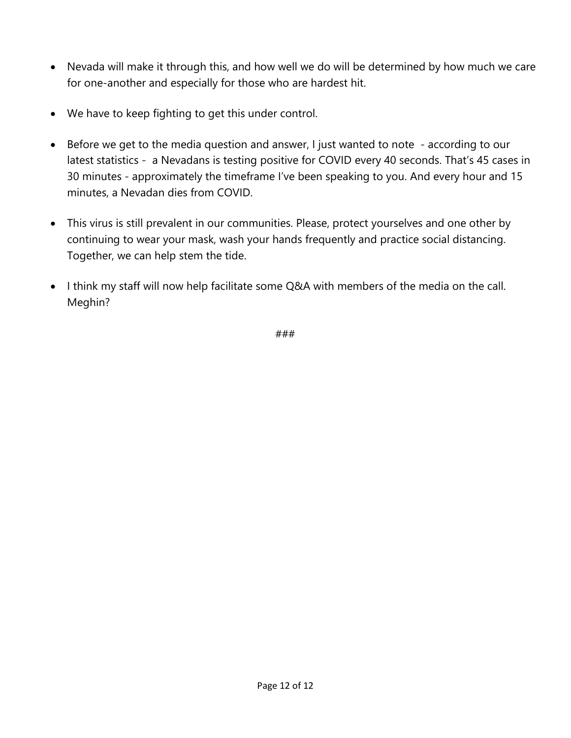- Nevada will make it through this, and how well we do will be determined by how much we care for one-another and especially for those who are hardest hit.

- We have to keep fighting to get this under control.

- Before we get to the media question and answer, I just wanted to note - according to our latest statistics - a Nevadans is testing positive for COVID every 40 seconds. That's 45 cases in 30 minutes - approximately the timeframe I've been speaking to you. And every hour and 15 minutes, a Nevadan dies from COVID.

- This virus is still prevalent in our communities. Please, protect yourselves and one other by continuing to wear your mask, wash your hands frequently and practice social distancing. Together, we can help stem the tide.

- I think my staff will now help facilitate some Q&A with members of the media on the call. Meghin?

###